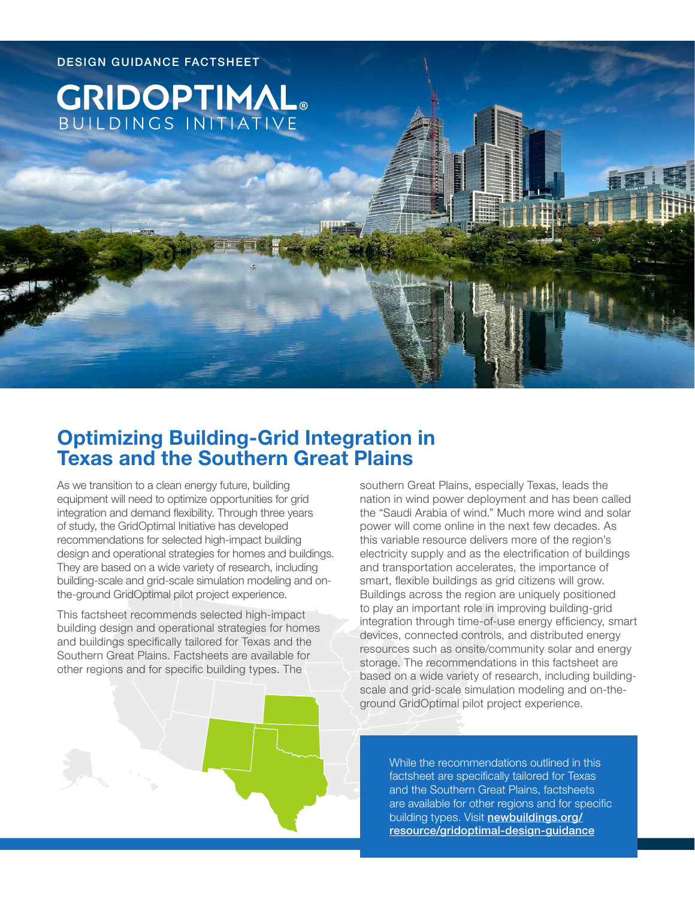DESIGN GUIDANCE FACTSHEET

GRIDOPTIMAL®
BUILDINGS INITIATIVE

# Optimizing Building-Grid Integration in Texas and the Southern Great Plains

As we transition to a clean energy future, building equipment will need to optimize opportunities for grid integration and demand flexibility. Through three years of study, the GridOptimal Initiative has developed recommendations for selected high-impact building design and operational strategies for homes and buildings. They are based on a wide variety of research, including building-scale and grid-scale simulation modeling and on-the-ground GridOptimal pilot project experience.

This factsheet recommends selected high-impact building design and operational strategies for homes and buildings specifically tailored for Texas and the Southern Great Plains. Factsheets are available for other regions and for specific building types. The southern Great Plains, especially Texas, leads the nation in wind power deployment and has been called the "Saudi Arabia of wind." Much more wind and solar power will come online in the next few decades. As this variable resource delivers more of the region's electricity supply and as the electrification of buildings and transportation accelerates, the importance of smart, flexible buildings as grid citizens will grow. Buildings across the region are uniquely positioned to play an important role in improving building-grid integration through time-of-use energy efficiency, smart devices, connected controls, and distributed energy resources such as onsite/community solar and energy storage. The recommendations in this factsheet are based on a wide variety of research, including building-scale and grid-scale simulation modeling and on-the-ground GridOptimal pilot project experience.

While the recommendations outlined in this factsheet are specifically tailored for Texas and the Southern Great Plains, factsheets are available for other regions and for specific building types. Visit **newbuildings.org/resource/gridoptimal-design-guidance**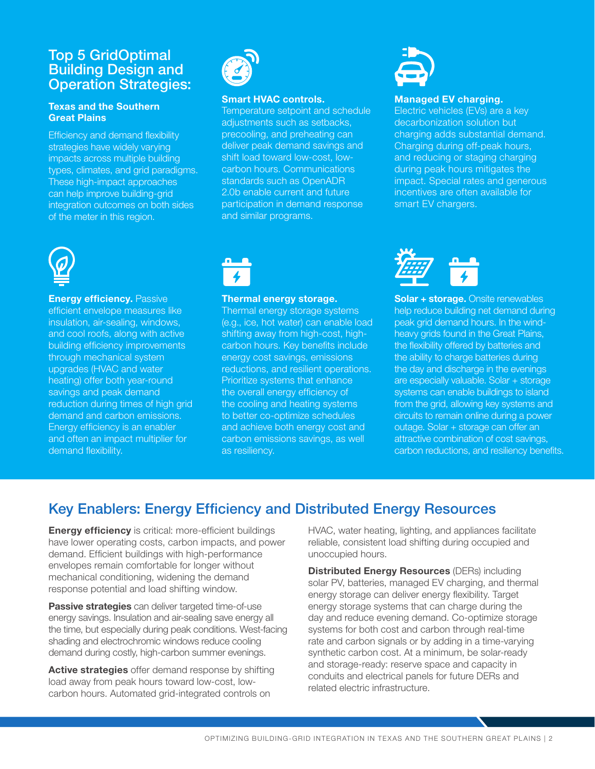## Top 5 GridOptimal Building Design and Operation Strategies:

### Texas and the Southern Great Plains

Efficiency and demand flexibility strategies have widely varying impacts across multiple building types, climates, and grid paradigms. These high-impact approaches can help improve building-grid integration outcomes on both sides of the meter in this region.

**Smart HVAC controls.** Temperature setpoint and schedule adjustments such as setbacks, precooling, and preheating can deliver peak demand savings and shift load toward low-cost, low-carbon hours. Communications standards such as OpenADR 2.0b enable current and future participation in demand response and similar programs.

**Managed EV charging.** Electric vehicles (EVs) are a key decarbonization solution but charging adds substantial demand. Charging during off-peak hours, and reducing or staging charging during peak hours mitigates the impact. Special rates and generous incentives are often available for smart EV chargers.

**Energy efficiency.** Passive efficient envelope measures like insulation, air-sealing, windows, and cool roofs, along with active building efficiency improvements through mechanical system upgrades (HVAC and water heating) offer both year-round savings and peak demand reduction during times of high grid demand and carbon emissions. Energy efficiency is an enabler and often an impact multiplier for demand flexibility.

**Thermal energy storage.** Thermal energy storage systems (e.g., ice, hot water) can enable load shifting away from high-cost, high-carbon hours. Key benefits include energy cost savings, emissions reductions, and resilient operations. Prioritize systems that enhance the overall energy efficiency of the cooling and heating systems to better co-optimize schedules and achieve both energy cost and carbon emissions savings, as well as resiliency.

**Solar + storage.** Onsite renewables help reduce building net demand during peak grid demand hours. In the wind-heavy grids found in the Great Plains, the flexibility offered by batteries and the ability to charge batteries during the day and discharge in the evenings are especially valuable. Solar + storage systems can enable buildings to island from the grid, allowing key systems and circuits to remain online during a power outage. Solar + storage can offer an attractive combination of cost savings, carbon reductions, and resiliency benefits.

## Key Enablers: Energy Efficiency and Distributed Energy Resources

**Energy efficiency** is critical: more-efficient buildings have lower operating costs, carbon impacts, and power demand. Efficient buildings with high-performance envelopes remain comfortable for longer without mechanical conditioning, widening the demand response potential and load shifting window.

**Passive strategies** can deliver targeted time-of-use energy savings. Insulation and air-sealing save energy all the time, but especially during peak conditions. West-facing shading and electrochromic windows reduce cooling demand during costly, high-carbon summer evenings.

**Active strategies** offer demand response by shifting load away from peak hours toward low-cost, low-carbon hours. Automated grid-integrated controls on HVAC, water heating, lighting, and appliances facilitate reliable, consistent load shifting during occupied and unoccupied hours.

**Distributed Energy Resources** (DERs) including solar PV, batteries, managed EV charging, and thermal energy storage can deliver energy flexibility. Target energy storage systems that can charge during the day and reduce evening demand. Co-optimize storage systems for both cost and carbon through real-time rate and carbon signals or by adding in a time-varying synthetic carbon cost. At a minimum, be solar-ready and storage-ready: reserve space and capacity in conduits and electrical panels for future DERs and related electric infrastructure.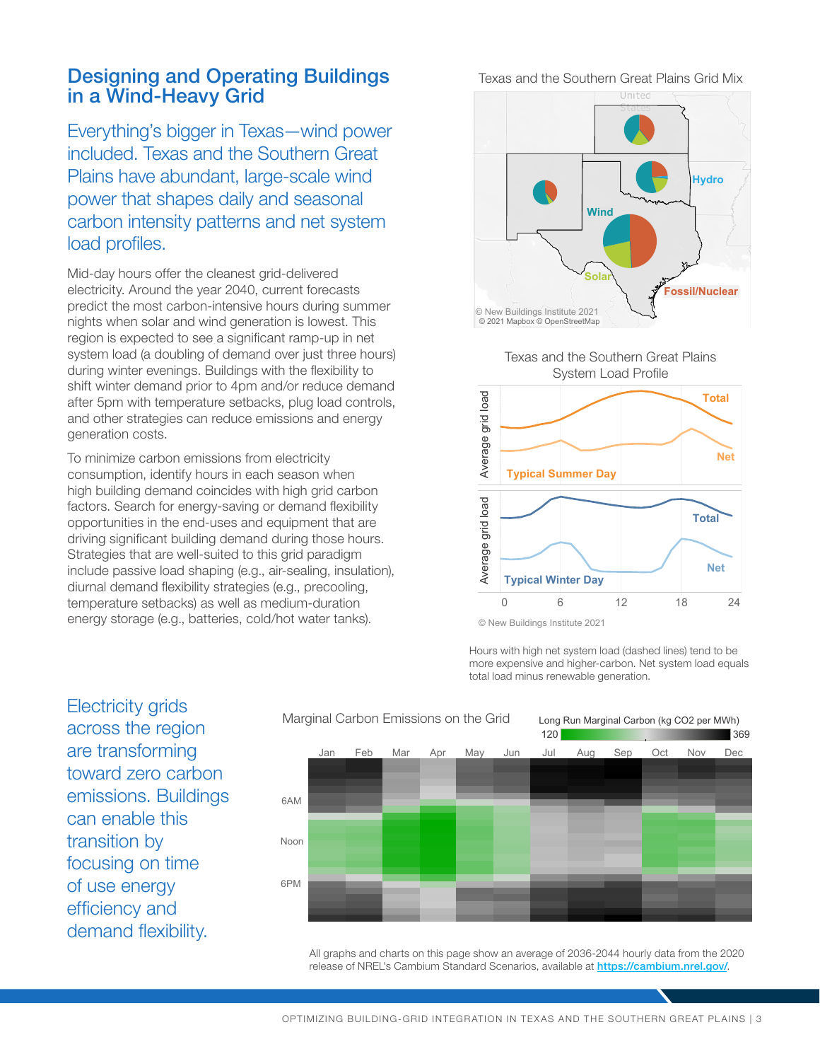# Designing and Operating Buildings in a Wind-Heavy Grid

Everything's bigger in Texas—wind power included. Texas and the Southern Great Plains have abundant, large-scale wind power that shapes daily and seasonal carbon intensity patterns and net system load profiles.

Mid-day hours offer the cleanest grid-delivered electricity. Around the year 2040, current forecasts predict the most carbon-intensive hours during summer nights when solar and wind generation is lowest. This region is expected to see a significant ramp-up in net system load (a doubling of demand over just three hours) during winter evenings. Buildings with the flexibility to shift winter demand prior to 4pm and/or reduce demand after 5pm with temperature setbacks, plug load controls, and other strategies can reduce emissions and energy generation costs.

To minimize carbon emissions from electricity consumption, identify hours in each season when high building demand coincides with high grid carbon factors. Search for energy-saving or demand flexibility opportunities in the end-uses and equipment that are driving significant building demand during those hours. Strategies that are well-suited to this grid paradigm include passive load shaping (e.g., air-sealing, insulation), diurnal demand flexibility strategies (e.g., precooling, temperature setbacks) as well as medium-duration energy storage (e.g., batteries, cold/hot water tanks).

Texas and the Southern Great Plains Grid Mix

Hydro, Wind, Solar, Fossil/Nuclear

© New Buildings Institute 2021
© 2021 Mapbox © OpenStreetMap

Texas and the Southern Great Plains System Load Profile

© New Buildings Institute 2021

Hours with high net system load (dashed lines) tend to be more expensive and higher-carbon. Net system load equals total load minus renewable generation.

Electricity grids across the region are transforming toward zero carbon emissions. Buildings can enable this transition by focusing on time of use energy efficiency and demand flexibility.

Marginal Carbon Emissions on the Grid

Long Run Marginal Carbon (kg $CO_2$ per MWh): 120 – 369

All graphs and charts on this page show an average of 2036-2044 hourly data from the 2020 release of NREL's Cambium Standard Scenarios, available at https://cambium.nrel.gov/.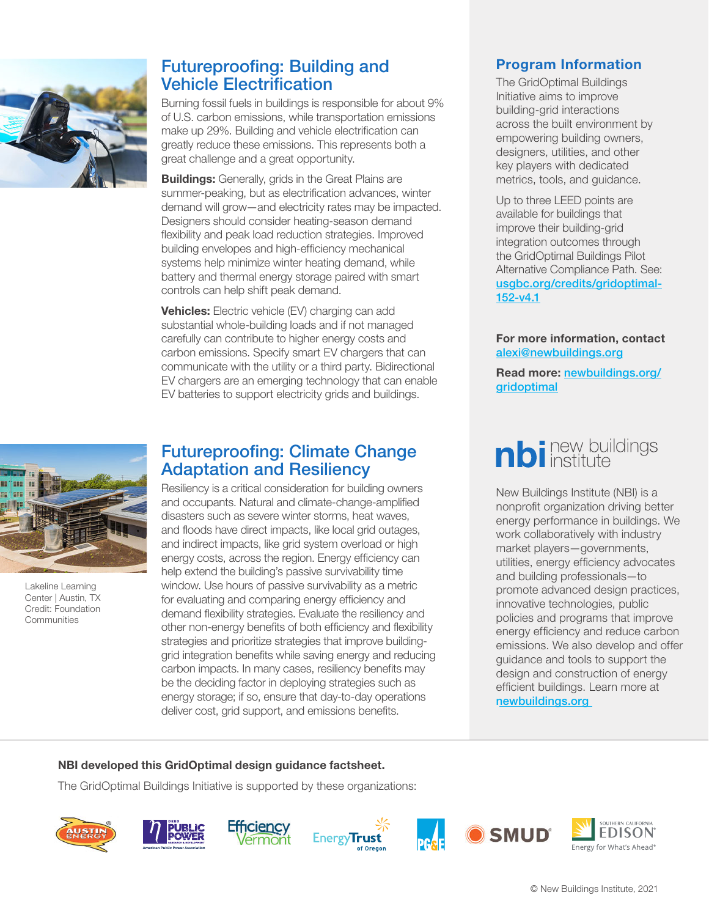## Futureproofing: Building and Vehicle Electrification

Burning fossil fuels in buildings is responsible for about 9% of U.S. carbon emissions, while transportation emissions make up 29%. Building and vehicle electrification can greatly reduce these emissions. This represents both a great challenge and a great opportunity.

**Buildings:** Generally, grids in the Great Plains are summer-peaking, but as electrification advances, winter demand will grow—and electricity rates may be impacted. Designers should consider heating-season demand flexibility and peak load reduction strategies. Improved building envelopes and high-efficiency mechanical systems help minimize winter heating demand, while battery and thermal energy storage paired with smart controls can help shift peak demand.

**Vehicles:** Electric vehicle (EV) charging can add substantial whole-building loads and if not managed carefully can contribute to higher energy costs and carbon emissions. Specify smart EV chargers that can communicate with the utility or a third party. Bidirectional EV chargers are an emerging technology that can enable EV batteries to support electricity grids and buildings.

## Futureproofing: Climate Change Adaptation and Resiliency

Lakeline Learning Center | Austin, TX Credit: Foundation Communities

Resiliency is a critical consideration for building owners and occupants. Natural and climate-change-amplified disasters such as severe winter storms, heat waves, and floods have direct impacts, like local grid outages, and indirect impacts, like grid system overload or high energy costs, across the region. Energy efficiency can help extend the building's passive survivability time window. Use hours of passive survivability as a metric for evaluating and comparing energy efficiency and demand flexibility strategies. Evaluate the resiliency and other non-energy benefits of both efficiency and flexibility strategies and prioritize strategies that improve building-grid integration benefits while saving energy and reducing carbon impacts. In many cases, resiliency benefits may be the deciding factor in deploying strategies such as energy storage; if so, ensure that day-to-day operations deliver cost, grid support, and emissions benefits.

## Program Information

The GridOptimal Buildings Initiative aims to improve building-grid interactions across the built environment by empowering building owners, designers, utilities, and other key players with dedicated metrics, tools, and guidance.

Up to three LEED points are available for buildings that improve their building-grid integration outcomes through the GridOptimal Buildings Pilot Alternative Compliance Path. See: usgbc.org/credits/gridoptimal-152-v4.1

**For more information, contact** alexi@newbuildings.org

**Read more:** newbuildings.org/gridoptimal

**nbi** new buildings institute

New Buildings Institute (NBI) is a nonprofit organization driving better energy performance in buildings. We work collaboratively with industry market players—governments, utilities, energy efficiency advocates and building professionals—to promote advanced design practices, innovative technologies, public policies and programs that improve energy efficiency and reduce carbon emissions. We also develop and offer guidance and tools to support the design and construction of energy efficient buildings. Learn more at newbuildings.org

**NBI developed this GridOptimal design guidance factsheet.**

The GridOptimal Buildings Initiative is supported by these organizations:

Austin Energy, Public Power, Efficiency Vermont, Energy Trust of Oregon, PG&E, SMUD, Southern California Edison

© New Buildings Institute, 2021